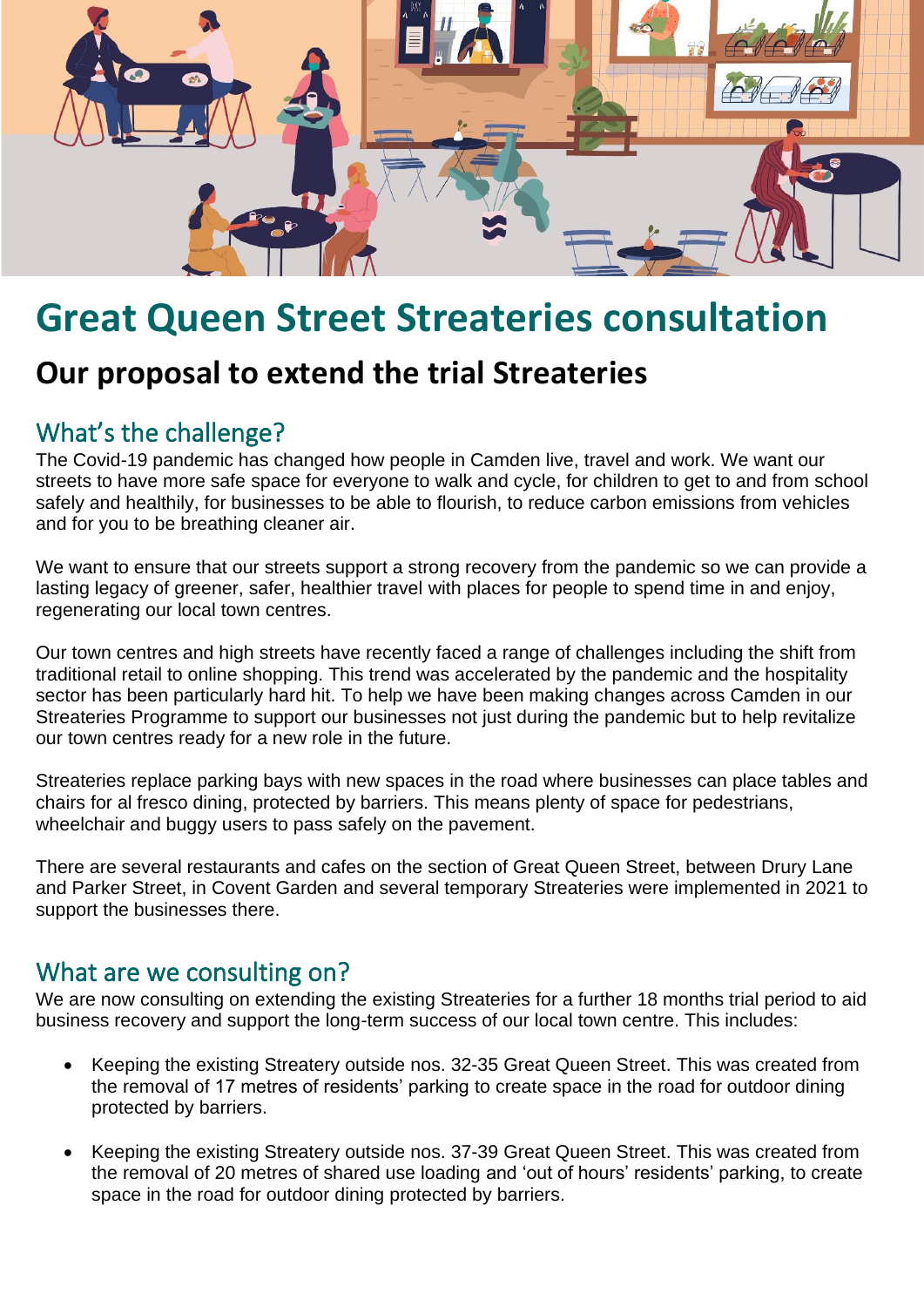# Great Queen Street Streateries consultation

## Our proposal to extend the trial Streateries

### What's the challenge?

The Covid-19 pandemic has changed how people in Camden live, travel and work. We want our streets to have more safe space for everyone to walk and cycle, for children to get to and from school safely and healthily, for businesses to be able to flourish, to reduce carbon emissions from vehicles and for you to be breathing cleaner air.

We want to ensure that our streets support a strong recovery from the pandemic so we can provide a lasting legacy of greener, safer, healthier travel with places for people to spend time in and enjoy, regenerating our local town centres.

Our town centres and high streets have recently faced a range of challenges including the shift from traditional retail to online shopping. This trend was accelerated by the pandemic and the hospitality sector has been particularly hard hit. To help we have been making changes across Camden in our Streateries Programme to support our businesses not just during the pandemic but to help revitalize our town centres ready for a new role in the future.

Streateries replace parking bays with new spaces in the road where businesses can place tables and chairs for al fresco dining, protected by barriers. This means plenty of space for pedestrians, wheelchair and buggy users to pass safely on the pavement.

There are several restaurants and cafes on the section of Great Queen Street, between Drury Lane and Parker Street, in Covent Garden and several temporary Streateries were implemented in 2021 to support the businesses there.

### What are we consulting on?

We are now consulting on extending the existing Streateries for a further 18 months trial period to aid business recovery and support the long-term success of our local town centre. This includes:

- Keeping the existing Streatery outside nos. 32-35 Great Queen Street. This was created from the removal of 17 metres of residents' parking to create space in the road for outdoor dining protected by barriers.
- Keeping the existing Streatery outside nos. 37-39 Great Queen Street. This was created from the removal of 20 metres of shared use loading and 'out of hours' residents' parking, to create space in the road for outdoor dining protected by barriers.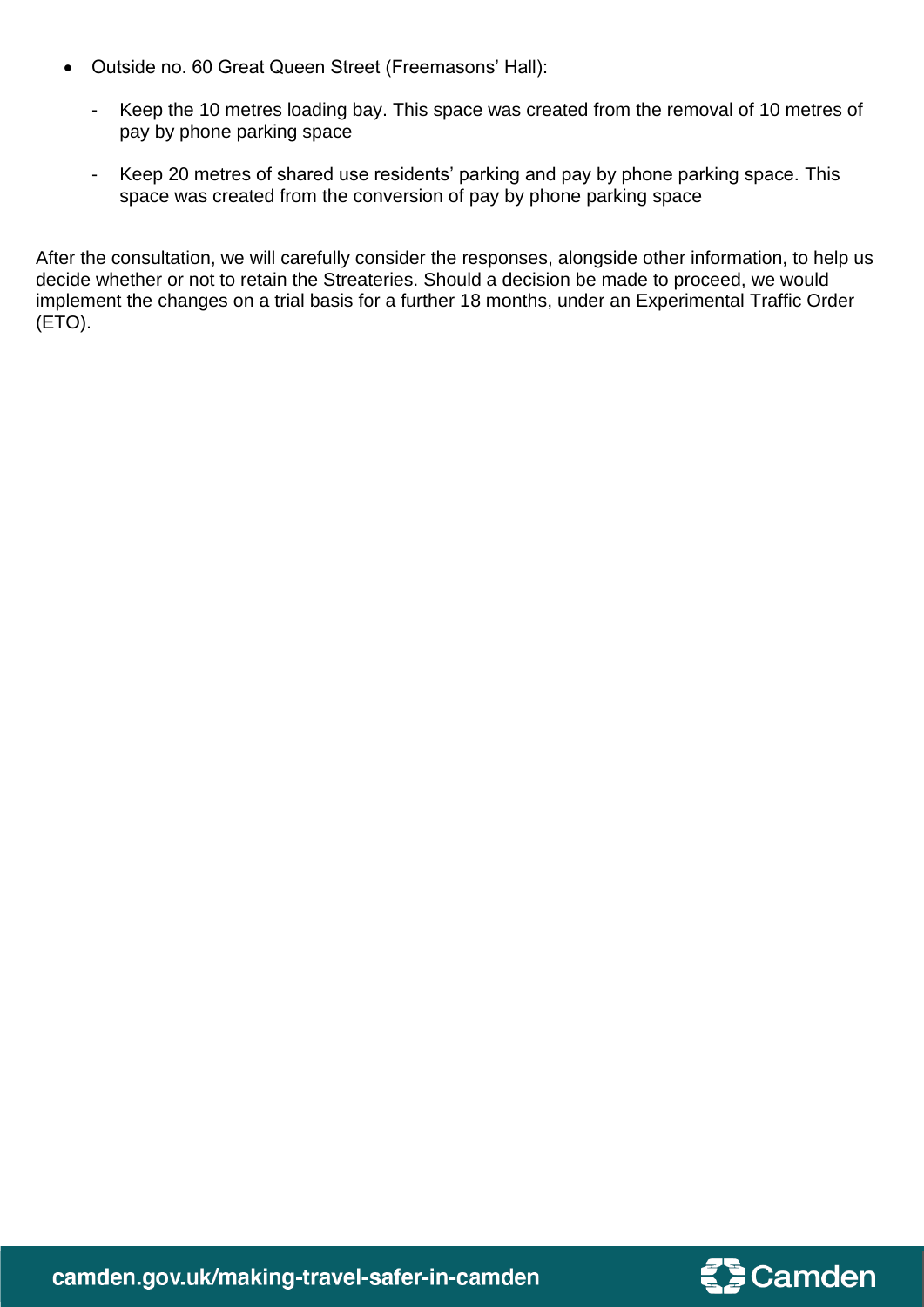- Outside no. 60 Great Queen Street (Freemasons' Hall):
    - Keep the 10 metres loading bay. This space was created from the removal of 10 metres of pay by phone parking space
    - Keep 20 metres of shared use residents' parking and pay by phone parking space. This space was created from the conversion of pay by phone parking space

After the consultation, we will carefully consider the responses, alongside other information, to help us decide whether or not to retain the Streateries. Should a decision be made to proceed, we would implement the changes on a trial basis for a further 18 months, under an Experimental Traffic Order (ETO).